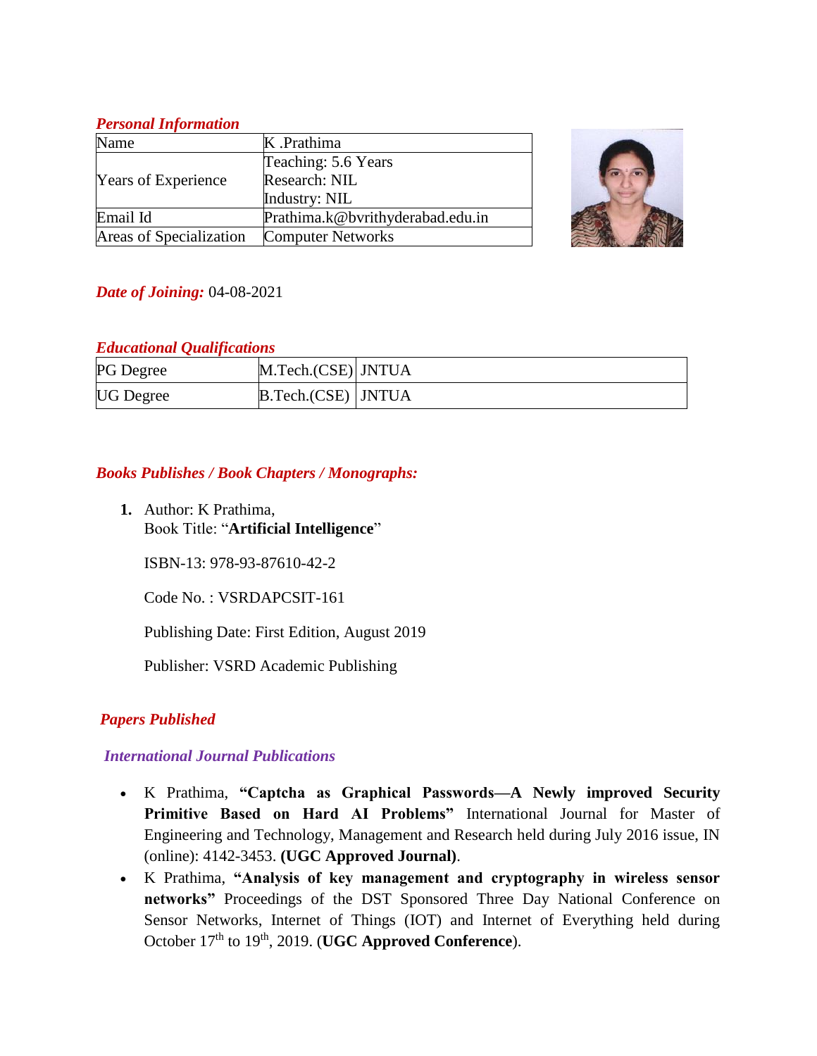### *Personal Information*

| Name | K .Prathima |
|---|---|
| Years of Experience | Teaching: 5.6 Years<br>Research: NIL<br>Industry: NIL |
| Email Id | Prathima.k@bvrithyderabad.edu.in |
| Areas of Specialization | Computer Networks |

***Date of Joining:*** 04-08-2021

### *Educational Qualifications*

| PG Degree | M.Tech.(CSE) | JNTUA |
|---|---|---|
| UG Degree | B.Tech.(CSE) | JNTUA |

### *Books Publishes / Book Chapters / Monographs:*

1. Author: K Prathima,
   Book Title: "**Artificial Intelligence**"

   ISBN-13: 978-93-87610-42-2

   Code No. : VSRDAPCSIT-161

   Publishing Date: First Edition, August 2019

   Publisher: VSRD Academic Publishing

### *Papers Published*

#### *International Journal Publications*

- K Prathima, **"Captcha as Graphical Passwords—A Newly improved Security Primitive Based on Hard AI Problems"** International Journal for Master of Engineering and Technology, Management and Research held during July 2016 issue, IN (online): 4142-3453. **(UGC Approved Journal)**.
- K Prathima, **"Analysis of key management and cryptography in wireless sensor networks"** Proceedings of the DST Sponsored Three Day National Conference on Sensor Networks, Internet of Things (IOT) and Internet of Everything held during October 17th to 19th, 2019. (**UGC Approved Conference**).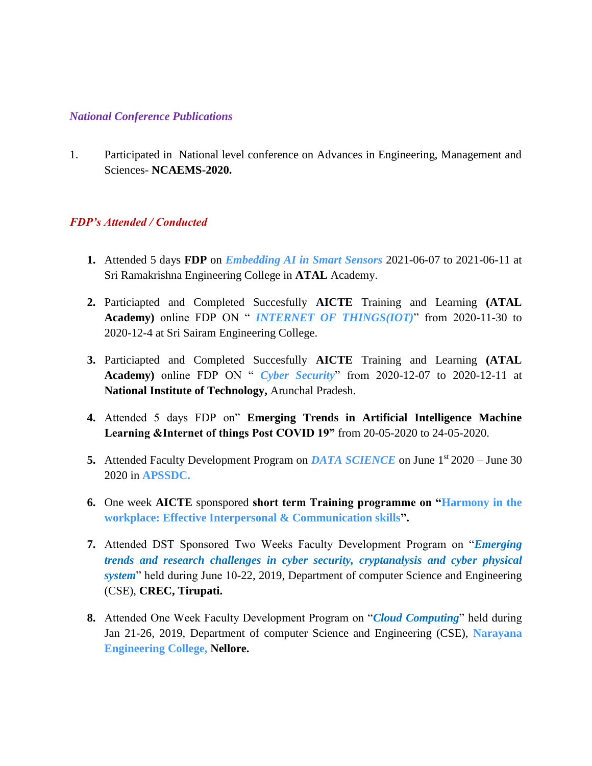### *National Conference Publications*

1. Participated in National level conference on Advances in Engineering, Management and Sciences- **NCAEMS-2020.**

### *FDP's Attended / Conducted*

1. Attended 5 days **FDP** on ***Embedding AI in Smart Sensors*** 2021-06-07 to 2021-06-11 at Sri Ramakrishna Engineering College in **ATAL** Academy.
2. Particiapted and Completed Succesfully **AICTE** Training and Learning **(ATAL Academy)** online FDP ON " ***INTERNET OF THINGS(IOT)***" from 2020-11-30 to 2020-12-4 at Sri Sairam Engineering College.
3. Particiapted and Completed Succesfully **AICTE** Training and Learning **(ATAL Academy)** online FDP ON " ***Cyber Security***" from 2020-12-07 to 2020-12-11 at **National Institute of Technology,** Arunchal Pradesh.
4. Attended 5 days FDP on" **Emerging Trends in Artificial Intelligence Machine Learning &Internet of things Post COVID 19"** from 20-05-2020 to 24-05-2020.
5. Attended Faculty Development Program on ***DATA SCIENCE*** on June 1st 2020 – June 30 2020 in **APSSDC.**
6. One week **AICTE** sponspored **short term Training programme on "Harmony in the workplace: Effective Interpersonal & Communication skills".**
7. Attended DST Sponsored Two Weeks Faculty Development Program on "***Emerging trends and research challenges in cyber security, cryptanalysis and cyber physical system***" held during June 10-22, 2019, Department of computer Science and Engineering (CSE), **CREC, Tirupati.**
8. Attended One Week Faculty Development Program on "***Cloud Computing***" held during Jan 21-26, 2019, Department of computer Science and Engineering (CSE), **Narayana Engineering College, Nellore.**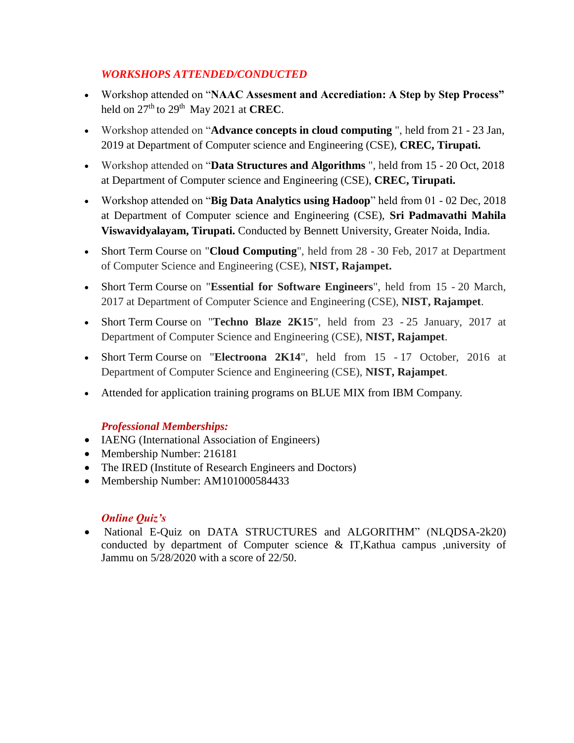### *WORKSHOPS ATTENDED/CONDUCTED*

- Workshop attended on "**NAAC Assesment and Accrediation: A Step by Step Process"** held on 27th to 29th May 2021 at **CREC**.
- Workshop attended on "**Advance concepts in cloud computing** ", held from 21 - 23 Jan, 2019 at Department of Computer science and Engineering (CSE), **CREC, Tirupati.**
- Workshop attended on "**Data Structures and Algorithms** ", held from 15 - 20 Oct, 2018 at Department of Computer science and Engineering (CSE), **CREC, Tirupati.**
- Workshop attended on "**Big Data Analytics using Hadoop**" held from 01 - 02 Dec, 2018 at Department of Computer science and Engineering (CSE), **Sri Padmavathi Mahila Viswavidyalayam, Tirupati.** Conducted by Bennett University, Greater Noida, India.
- Short Term Course on "**Cloud Computing**", held from 28 - 30 Feb, 2017 at Department of Computer Science and Engineering (CSE), **NIST, Rajampet.**
- Short Term Course on "**Essential for Software Engineers**", held from 15 - 20 March, 2017 at Department of Computer Science and Engineering (CSE), **NIST, Rajampet**.
- Short Term Course on "**Techno Blaze 2K15**", held from 23 - 25 January, 2017 at Department of Computer Science and Engineering (CSE), **NIST, Rajampet**.
- Short Term Course on "**Electroona 2K14**", held from 15 - 17 October, 2016 at Department of Computer Science and Engineering (CSE), **NIST, Rajampet**.
- Attended for application training programs on BLUE MIX from IBM Company.

### *Professional Memberships:*

- IAENG (International Association of Engineers)
- Membership Number: 216181
- The IRED (Institute of Research Engineers and Doctors)
- Membership Number: AM101000584433

### *Online Quiz's*

- National E-Quiz on DATA STRUCTURES and ALGORITHM" (NLQDSA-2k20) conducted by department of Computer science & IT,Kathua campus ,university of Jammu on 5/28/2020 with a score of 22/50.